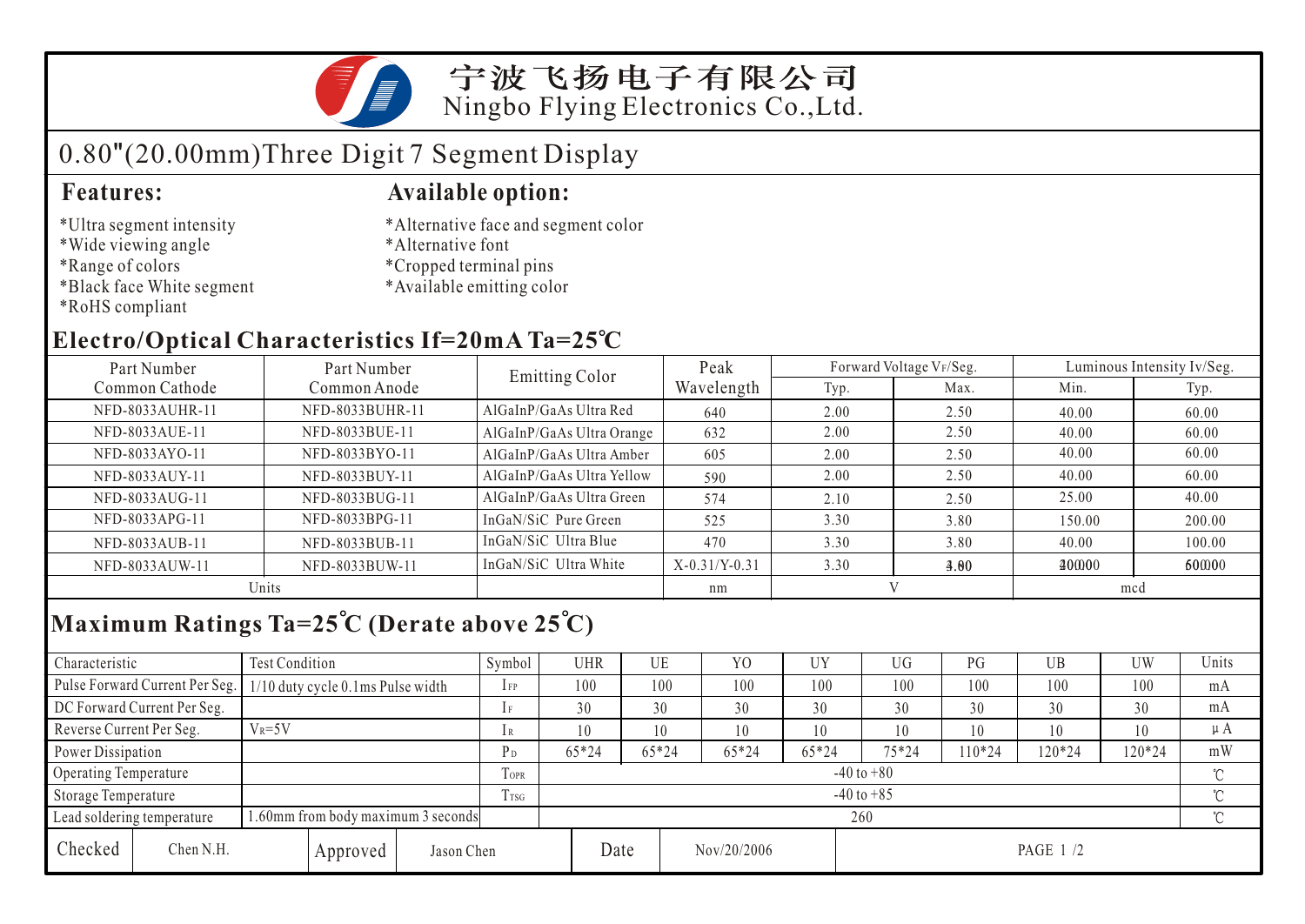# 宁波飞扬电子有限公司
Ningbo Flying Electronics Co.,Ltd.

## 0.80"(20.00mm)Three Digit 7 Segment Display

### Features:

*Ultra segment intensity
*Wide viewing angle
*Range of colors
*Black face White segment
*RoHS compliant

### Available option:

*Alternative face and segment color
*Alternative font
*Cropped terminal pins
*Available emitting color

## Electro/Optical Characteristics If=20mA Ta=25℃

| Part Number Common Cathode | Part Number Common Anode | Emitting Color | Peak Wavelength | Forward Voltage VF/Seg. | | Luminous Intensity Iv/Seg. | |
|---|---|---|---|---|---|---|---|
| | | | | Typ. | Max. | Min. | Typ. |
| NFD-8033AUHR-11 | NFD-8033BUHR-11 | AlGaInP/GaAs Ultra Red | 640 | 2.00 | 2.50 | 40.00 | 60.00 |
| NFD-8033AUE-11 | NFD-8033BUE-11 | AlGaInP/GaAs Ultra Orange | 632 | 2.00 | 2.50 | 40.00 | 60.00 |
| NFD-8033AYO-11 | NFD-8033BYO-11 | AlGaInP/GaAs Ultra Amber | 605 | 2.00 | 2.50 | 40.00 | 60.00 |
| NFD-8033AUY-11 | NFD-8033BUY-11 | AlGaInP/GaAs Ultra Yellow | 590 | 2.00 | 2.50 | 40.00 | 60.00 |
| NFD-8033AUG-11 | NFD-8033BUG-11 | AlGaInP/GaAs Ultra Green | 574 | 2.10 | 2.50 | 25.00 | 40.00 |
| NFD-8033APG-11 | NFD-8033BPG-11 | InGaN/SiC Pure Green | 525 | 3.30 | 3.80 | 150.00 | 200.00 |
| NFD-8033AUB-11 | NFD-8033BUB-11 | InGaN/SiC Ultra Blue | 470 | 3.30 | 3.80 | 40.00 | 100.00 |
| NFD-8033AUW-11 | NFD-8033BUW-11 | InGaN/SiC Ultra White | X-0.31/Y-0.31 | 3.30 | 3.80 | 200.00 | 600.00 |
| Units | | | nm | V | | mcd | |

## Maximum Ratings Ta=25℃ (Derate above 25℃)

| Characteristic | Test Condition | Symbol | UHR | UE | YO | UY | UG | PG | UB | UW | Units |
|---|---|---|---|---|---|---|---|---|---|---|---|
| Pulse Forward Current Per Seg. | 1/10 duty cycle 0.1ms Pulse width | $I_{FP}$ | 100 | 100 | 100 | 100 | 100 | 100 | 100 | 100 | mA |
| DC Forward Current Per Seg. | | $I_F$ | 30 | 30 | 30 | 30 | 30 | 30 | 30 | 30 | mA |
| Reverse Current Per Seg. | $V_R$=5V | $I_R$ | 10 | 10 | 10 | 10 | 10 | 10 | 10 | 10 | μA |
| Power Dissipation | | $P_D$ | 65*24 | 65*24 | 65*24 | 65*24 | 75*24 | 110*24 | 120*24 | 120*24 | mW |
| Operating Temperature | | $T_{OPR}$ | -40 to +80 | | | | | | | | ℃ |
| Storage Temperature | | $T_{TSG}$ | -40 to +85 | | | | | | | | ℃ |
| Lead soldering temperature | 1.60mm from body maximum 3 seconds | | 260 | | | | | | | | ℃ |

| Checked | Chen N.H. | Approved | Jason Chen | Date | Nov/20/2006 |
|---|---|---|---|---|---|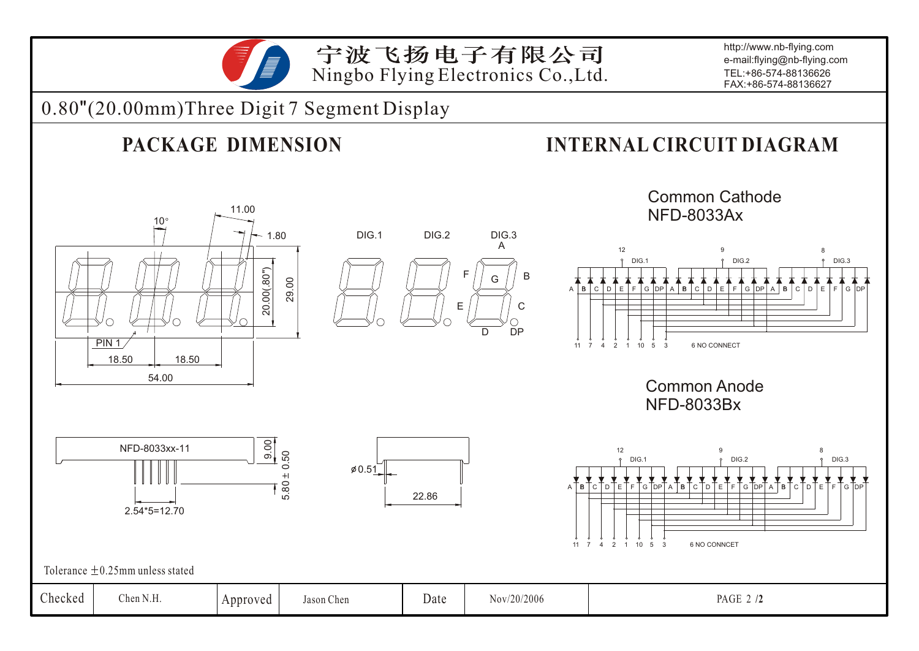宁波飞扬电子有限公司
Ningbo Flying Electronics Co.,Ltd.

http://www.nb-flying.com
e-mail:flying@nb-flying.com
TEL:+86-574-88136626
FAX:+86-574-88136627

# 0.80"(20.00mm)Three Digit 7 Segment Display

## PACKAGE DIMENSION

11.00
10°
1.80
20.00(.80")
29.00
PIN 1
18.50
18.50
54.00

DIG.1 DIG.2 DIG.3
A F G B E C D DP

NFD-8033xx-11
9.00
5.80 ± 0.50
2.54*5=12.70

ø0.51
22.86

## INTERNAL CIRCUIT DIAGRAM

Common Cathode
NFD-8033Ax

12 DIG.1 9 DIG.2 8 DIG.3
A B C D E F G DP A B C D E F G DP A B C D E F G DP
11 7 4 2 1 10 5 3
6 NO CONNECT

Common Anode
NFD-8033Bx

12 DIG.1 9 DIG.2 8 DIG.3
A B C D E F G DP A B C D E F G DP A B C D E F G DP
11 7 4 2 1 10 5 3
6 NO CONNCET

Tolerance ±0.25mm unless stated

| Checked | Chen N.H. | Approved | Jason Chen | Date | Nov/20/2006 | PAGE 2 /2 |
|---|---|---|---|---|---|---|